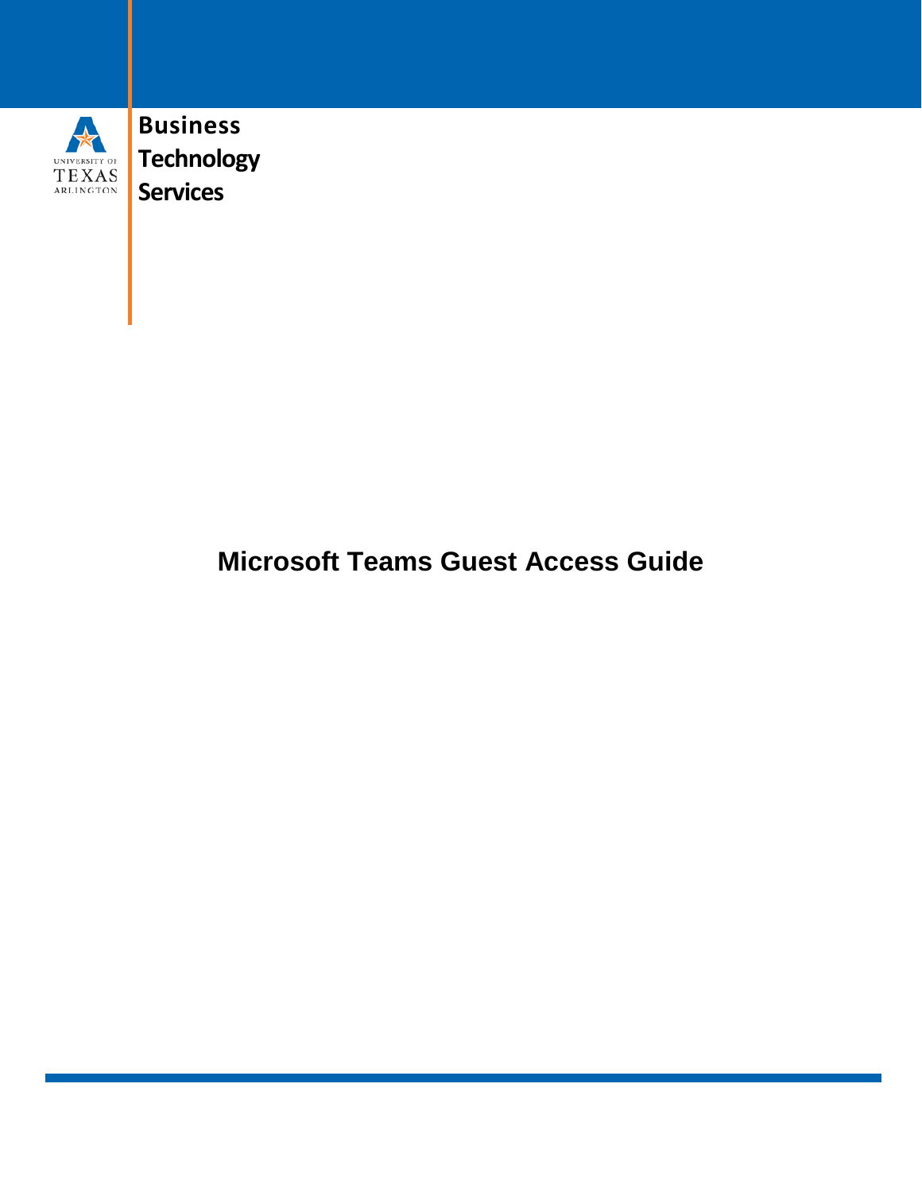UNIVERSITY OF TEXAS ARLINGTON

**Business Technology Services**

# Microsoft Teams Guest Access Guide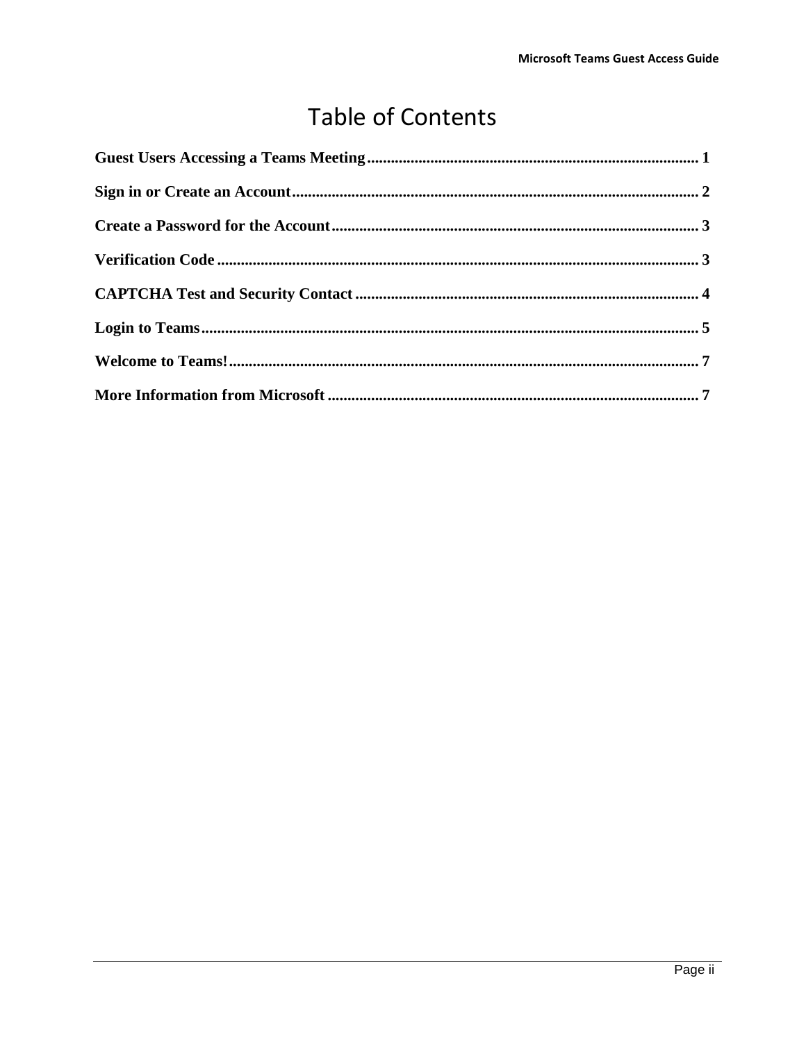# Table of Contents

**Guest Users Accessing a Teams Meeting** .................................................................................... 1

**Sign in or Create an Account** ....................................................................................................... 2

**Create a Password for the Account** ............................................................................................ 3

**Verification Code** ......................................................................................................................... 3

**CAPTCHA Test and Security Contact** ...................................................................................... 4

**Login to Teams** ............................................................................................................................. 5

**Welcome to Teams!** ..................................................................................................................... 7

**More Information from Microsoft** ............................................................................................. 7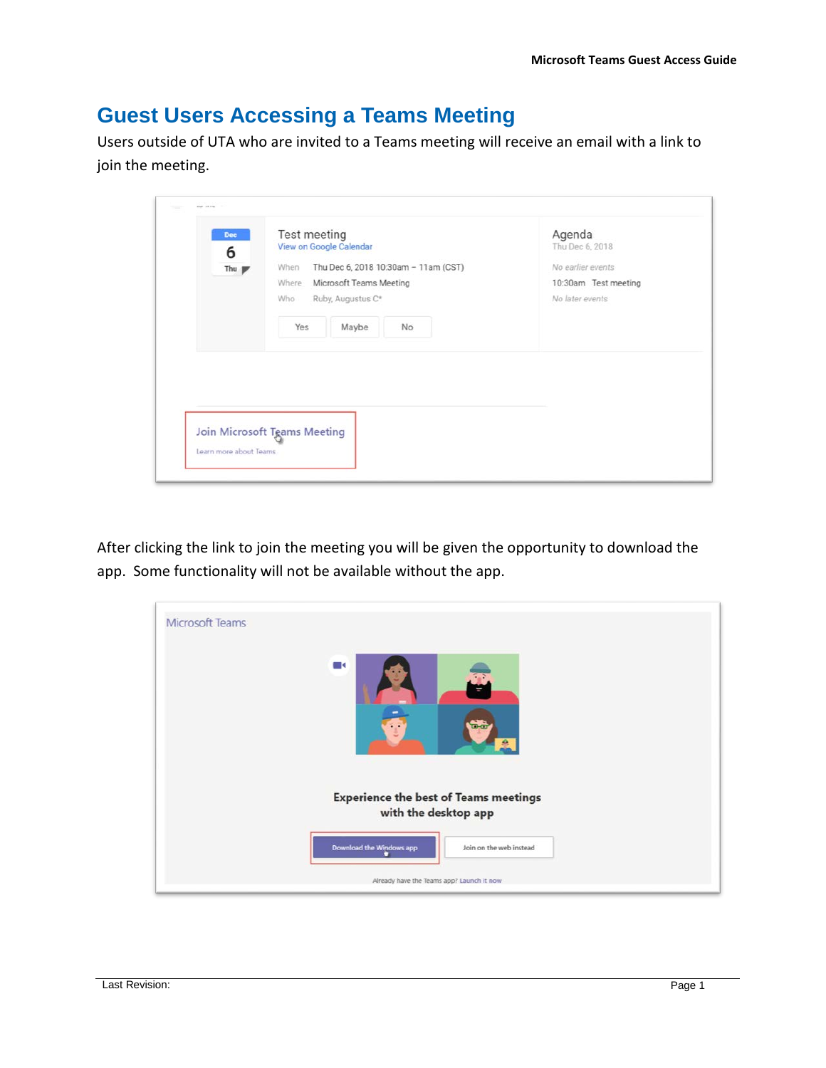# Guest Users Accessing a Teams Meeting

Users outside of UTA who are invited to a Teams meeting will receive an email with a link to join the meeting.

After clicking the link to join the meeting you will be given the opportunity to download the app. Some functionality will not be available without the app.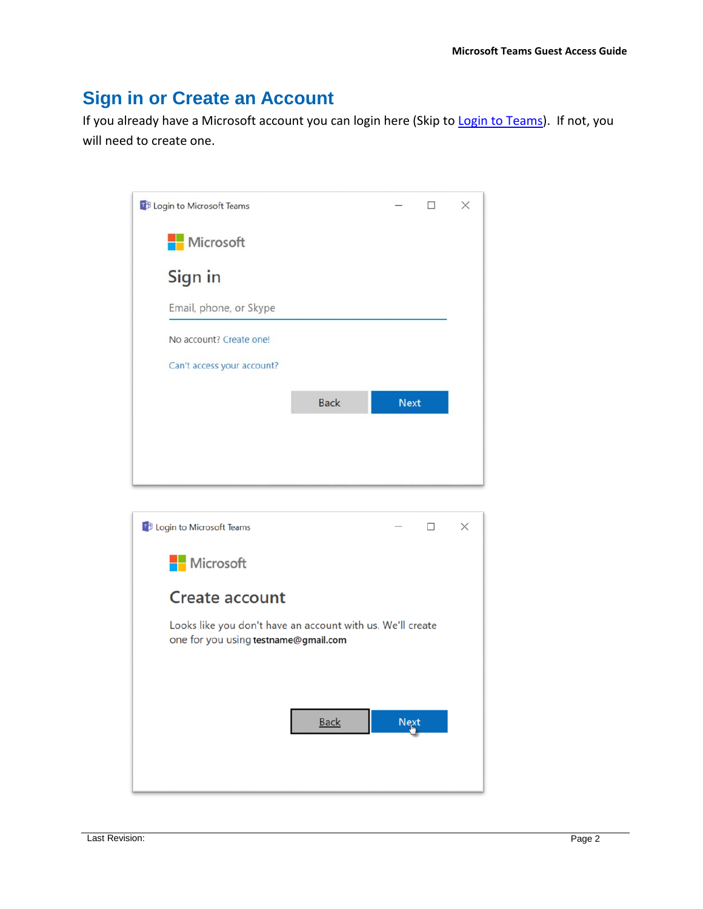# Sign in or Create an Account

If you already have a Microsoft account you can login here (Skip to Login to Teams). If not, you will need to create one.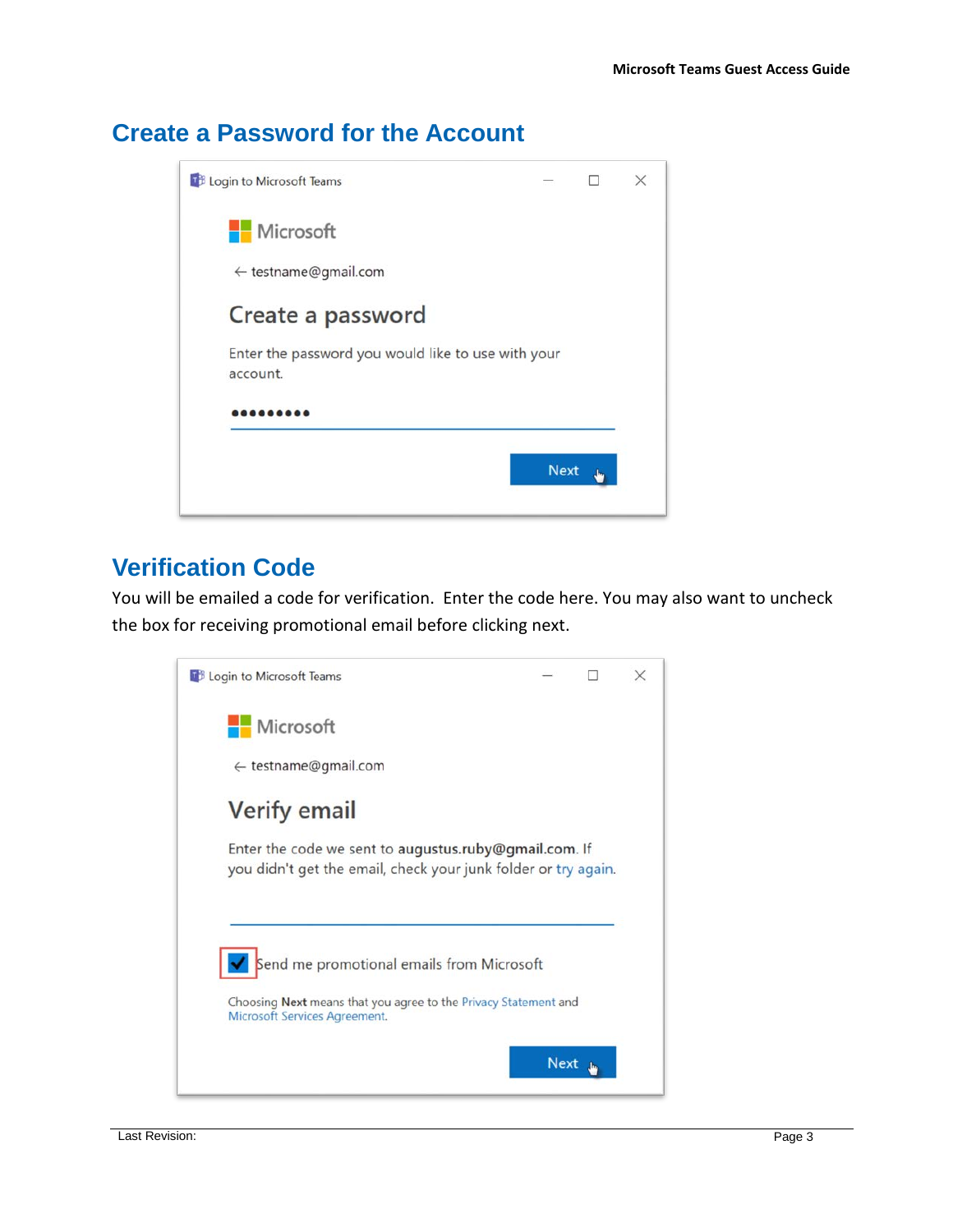## Create a Password for the Account

Login to Microsoft Teams

Microsoft

← testname@gmail.com

Create a password

Enter the password you would like to use with your account.

•••••••••

Next

## Verification Code

You will be emailed a code for verification. Enter the code here. You may also want to uncheck the box for receiving promotional email before clicking next.

Login to Microsoft Teams

Microsoft

← testname@gmail.com

Verify email

Enter the code we sent to **augustus.ruby@gmail.com**. If you didn't get the email, check your junk folder or try again.

Send me promotional emails from Microsoft

Choosing **Next** means that you agree to the Privacy Statement and Microsoft Services Agreement.

Next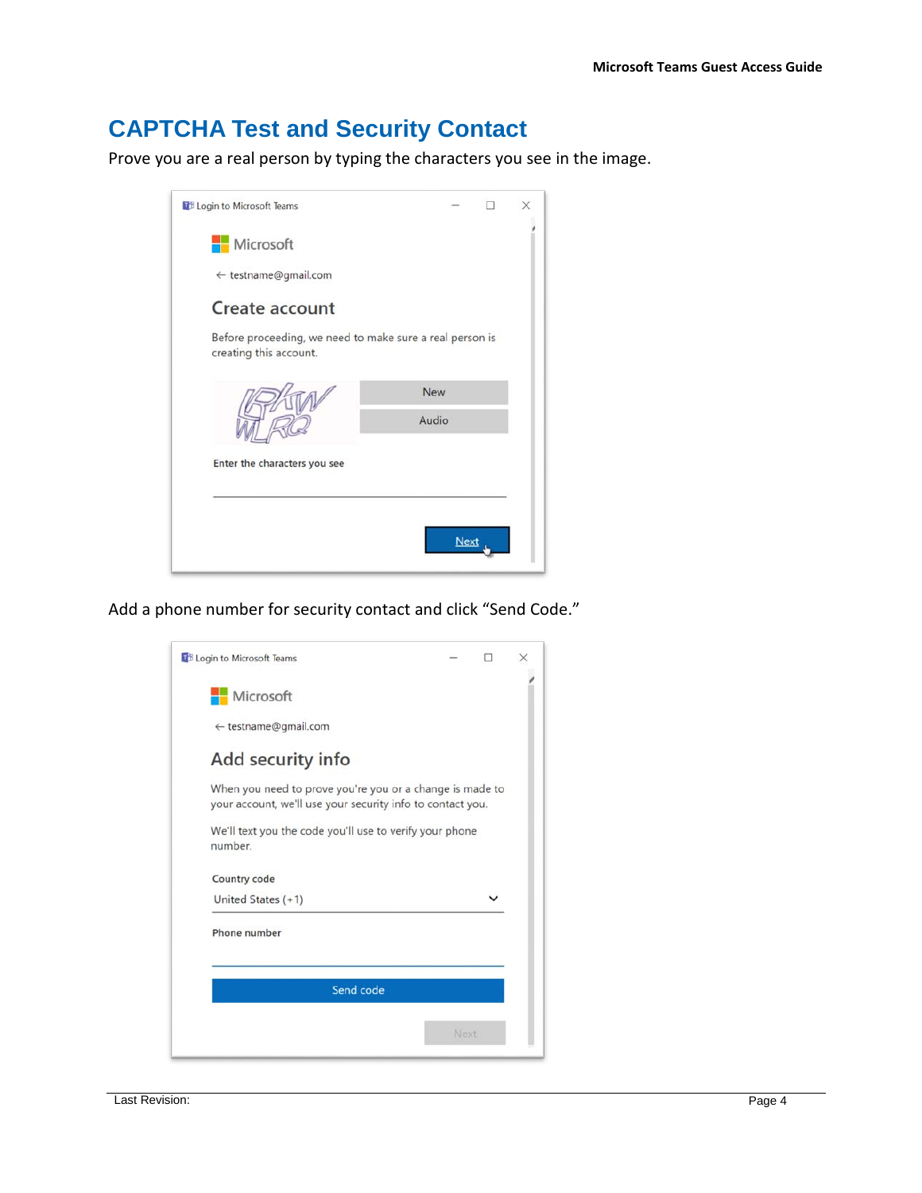# CAPTCHA Test and Security Contact

Prove you are a real person by typing the characters you see in the image.

Add a phone number for security contact and click "Send Code."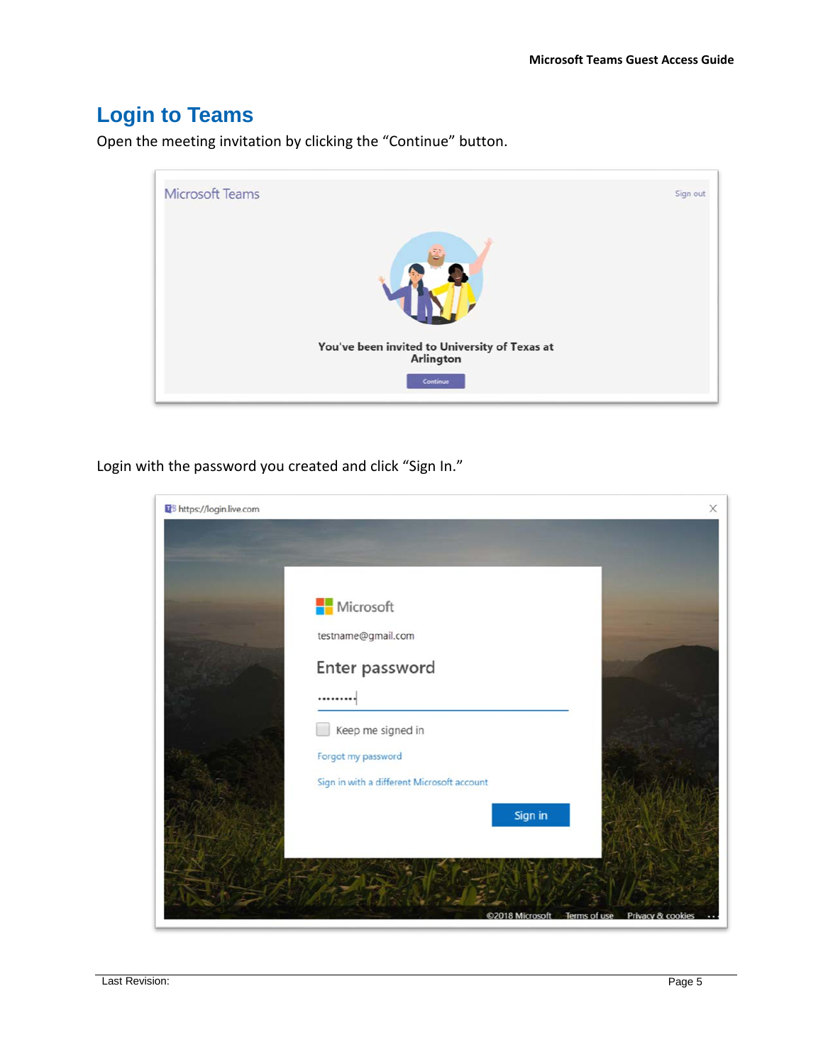# Login to Teams

Open the meeting invitation by clicking the “Continue” button.

Login with the password you created and click “Sign In.”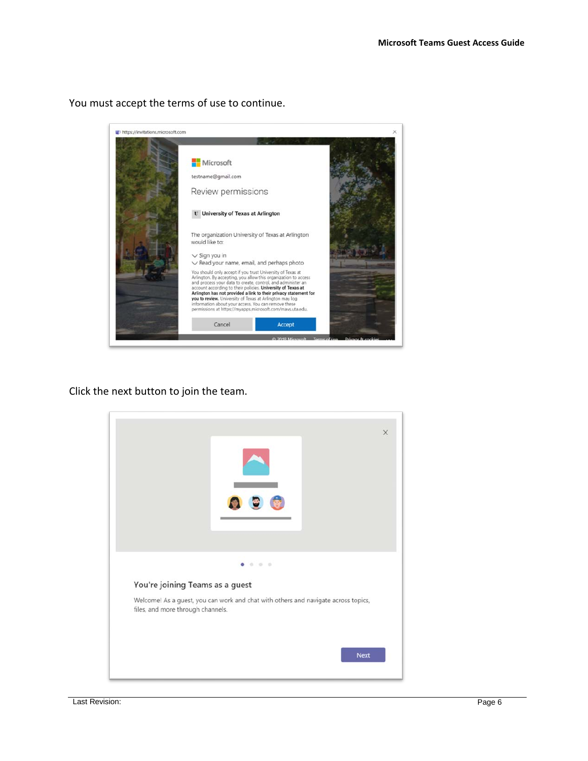You must accept the terms of use to continue.

Click the next button to join the team.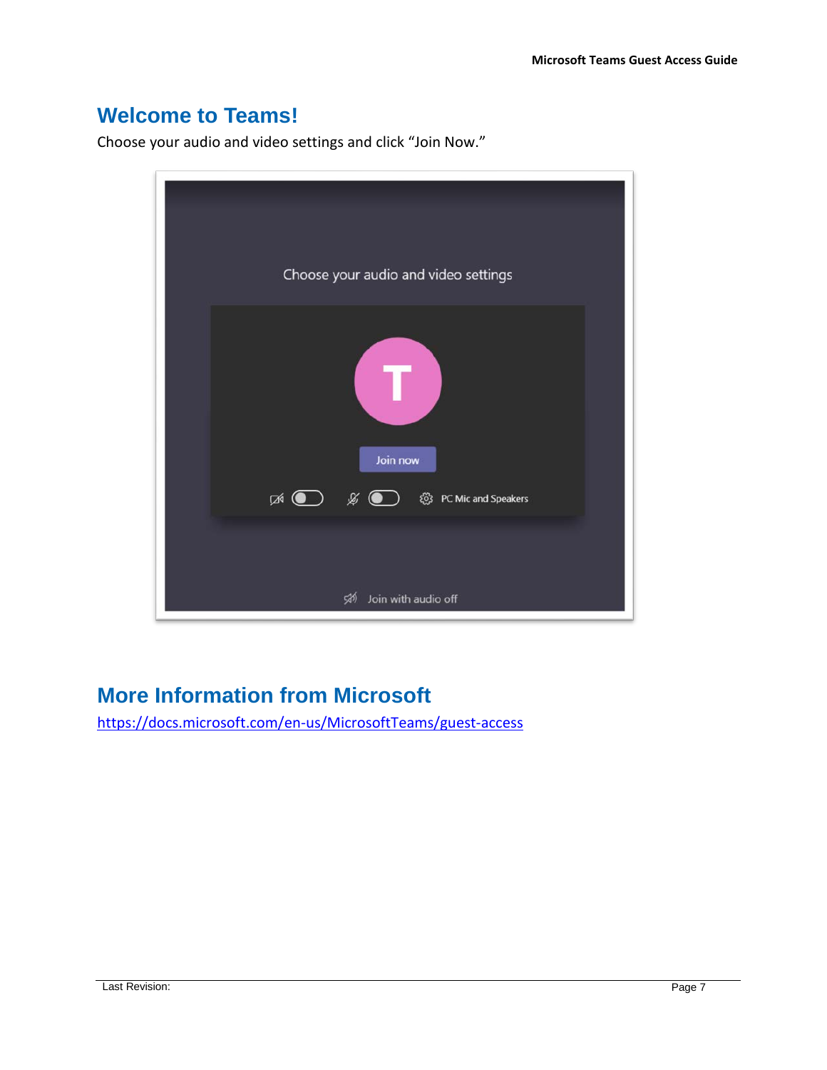## Welcome to Teams!

Choose your audio and video settings and click "Join Now."

## More Information from Microsoft

https://docs.microsoft.com/en-us/MicrosoftTeams/guest-access

Last Revision: